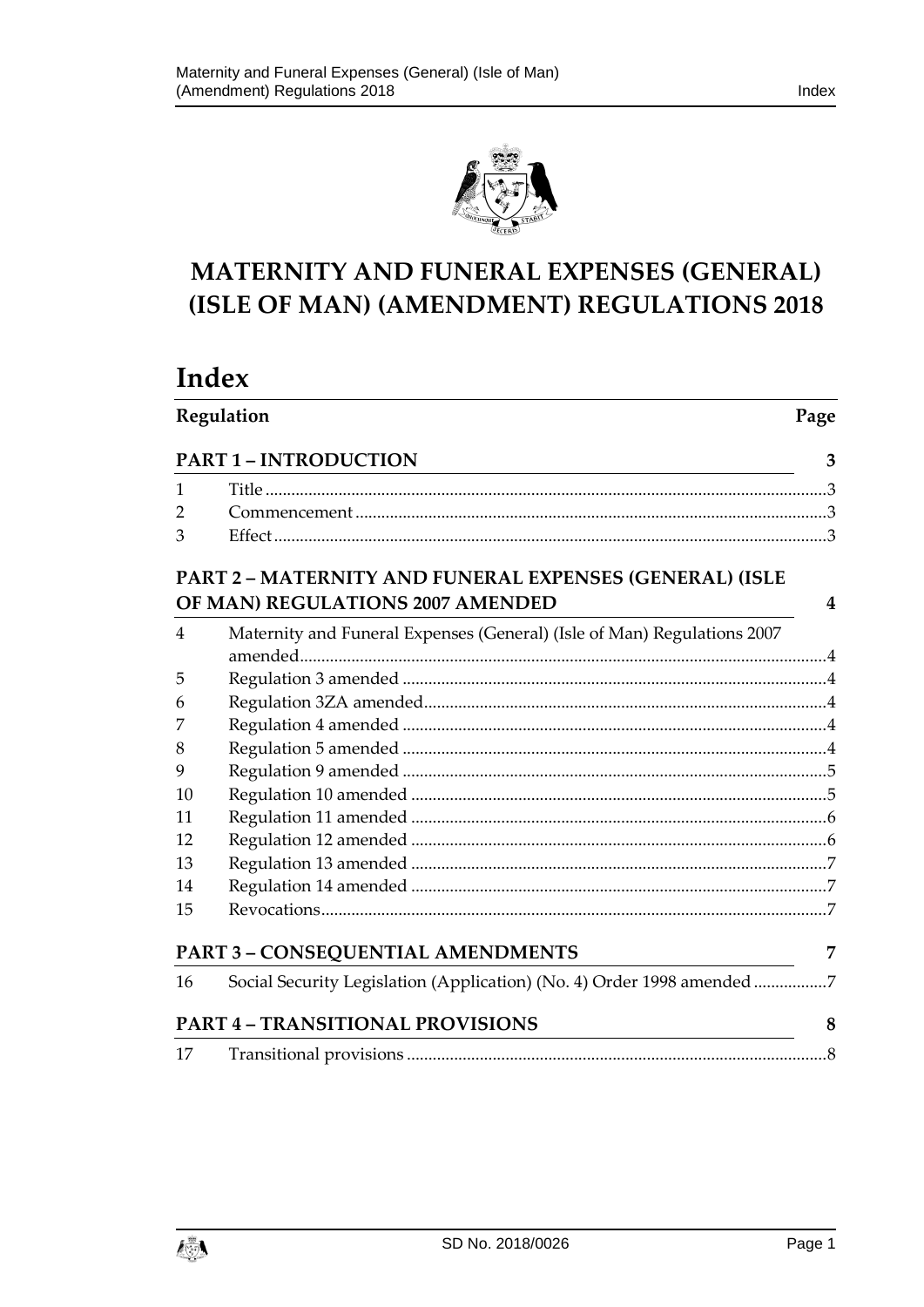# MATERNITY AND FUNERAL EXPENSES (GENERAL) (ISLE OF MAN) (AMENDMENT) REGULATIONS 2018

## Index

| Regulation | | Page |
|---|---|---|
| **PART 1 – INTRODUCTION** | | **3** |
| 1 | Title | 3 |
| 2 | Commencement | 3 |
| 3 | Effect | 3 |
| **PART 2 – MATERNITY AND FUNERAL EXPENSES (GENERAL) (ISLE OF MAN) REGULATIONS 2007 AMENDED** | | **4** |
| 4 | Maternity and Funeral Expenses (General) (Isle of Man) Regulations 2007 amended | 4 |
| 5 | Regulation 3 amended | 4 |
| 6 | Regulation 3ZA amended | 4 |
| 7 | Regulation 4 amended | 4 |
| 8 | Regulation 5 amended | 4 |
| 9 | Regulation 9 amended | 5 |
| 10 | Regulation 10 amended | 5 |
| 11 | Regulation 11 amended | 6 |
| 12 | Regulation 12 amended | 6 |
| 13 | Regulation 13 amended | 7 |
| 14 | Regulation 14 amended | 7 |
| 15 | Revocations | 7 |
| **PART 3 – CONSEQUENTIAL AMENDMENTS** | | **7** |
| 16 | Social Security Legislation (Application) (No. 4) Order 1998 amended | 7 |
| **PART 4 – TRANSITIONAL PROVISIONS** | | **8** |
| 17 | Transitional provisions | 8 |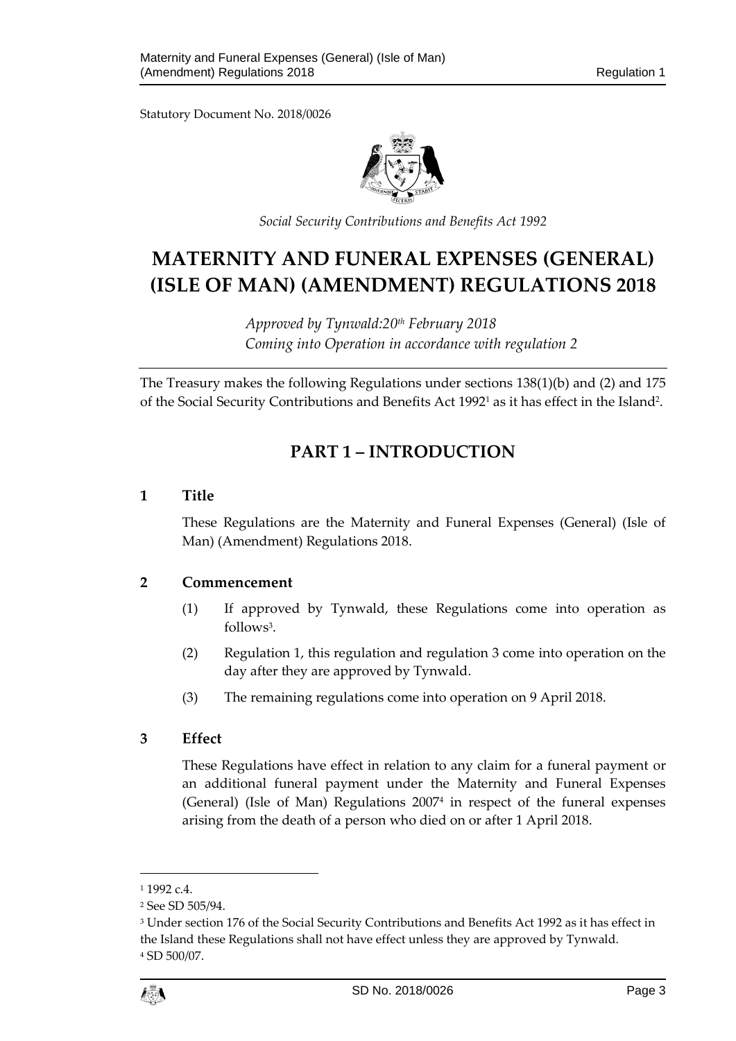Statutory Document No. 2018/0026

*Social Security Contributions and Benefits Act 1992*

# MATERNITY AND FUNERAL EXPENSES (GENERAL) (ISLE OF MAN) (AMENDMENT) REGULATIONS 2018

*Approved by Tynwald:20th February 2018*
*Coming into Operation in accordance with regulation 2*

The Treasury makes the following Regulations under sections 138(1)(b) and (2) and 175 of the Social Security Contributions and Benefits Act 1992[1] as it has effect in the Island[2].

## PART 1 – INTRODUCTION

### 1 Title

These Regulations are the Maternity and Funeral Expenses (General) (Isle of Man) (Amendment) Regulations 2018.

### 2 Commencement

(1) If approved by Tynwald, these Regulations come into operation as follows[3].

(2) Regulation 1, this regulation and regulation 3 come into operation on the day after they are approved by Tynwald.

(3) The remaining regulations come into operation on 9 April 2018.

### 3 Effect

These Regulations have effect in relation to any claim for a funeral payment or an additional funeral payment under the Maternity and Funeral Expenses (General) (Isle of Man) Regulations 2007[4] in respect of the funeral expenses arising from the death of a person who died on or after 1 April 2018.

---

[1] 1992 c.4.

[2] See SD 505/94.

[3] Under section 176 of the Social Security Contributions and Benefits Act 1992 as it has effect in the Island these Regulations shall not have effect unless they are approved by Tynwald.

[4] SD 500/07.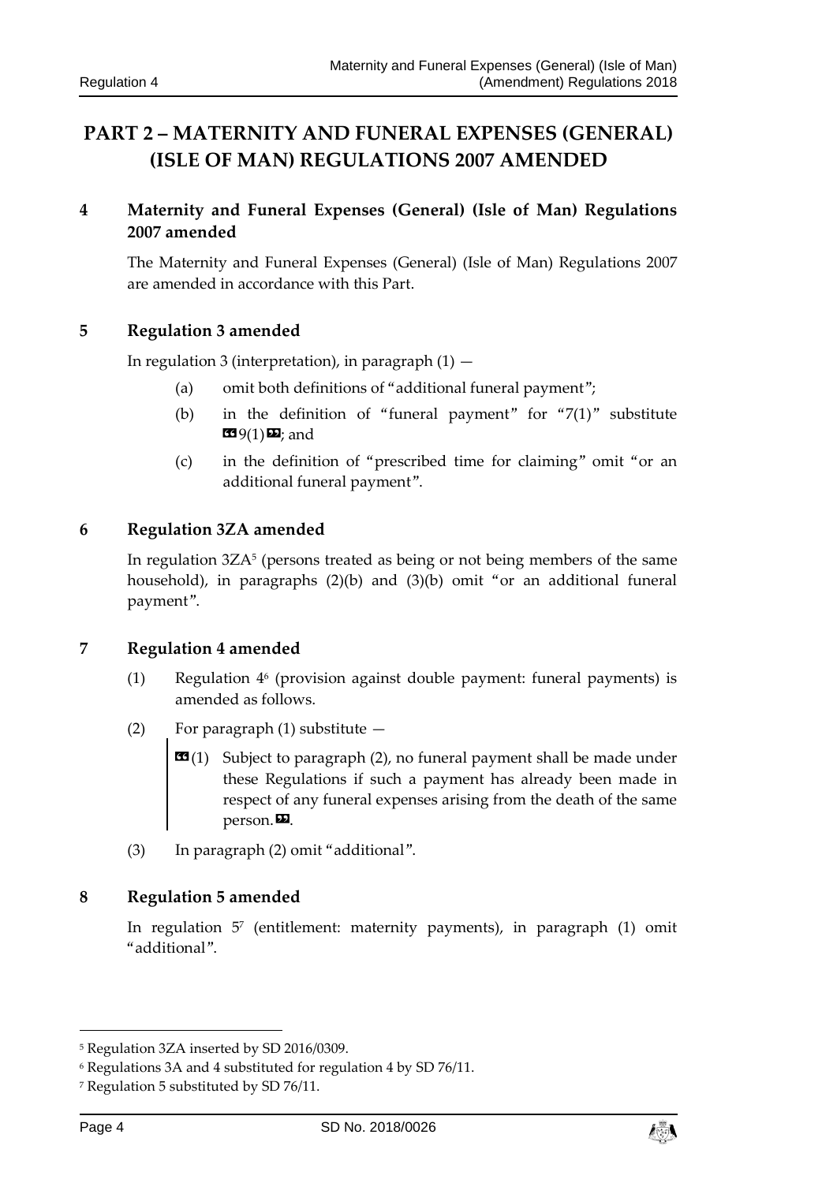# PART 2 – MATERNITY AND FUNERAL EXPENSES (GENERAL) (ISLE OF MAN) REGULATIONS 2007 AMENDED

## 4 Maternity and Funeral Expenses (General) (Isle of Man) Regulations 2007 amended

The Maternity and Funeral Expenses (General) (Isle of Man) Regulations 2007 are amended in accordance with this Part.

## 5 Regulation 3 amended

In regulation 3 (interpretation), in paragraph (1) —

(a) omit both definitions of "additional funeral payment";

(b) in the definition of "funeral payment" for "7(1)" substitute «9(1)»; and

(c) in the definition of "prescribed time for claiming" omit "or an additional funeral payment".

## 6 Regulation 3ZA amended

In regulation 3ZA[5] (persons treated as being or not being members of the same household), in paragraphs (2)(b) and (3)(b) omit "or an additional funeral payment".

## 7 Regulation 4 amended

(1) Regulation 4[6] (provision against double payment: funeral payments) is amended as follows.

(2) For paragraph (1) substitute —

> «(1) Subject to paragraph (2), no funeral payment shall be made under these Regulations if such a payment has already been made in respect of any funeral expenses arising from the death of the same person.».

(3) In paragraph (2) omit "additional".

## 8 Regulation 5 amended

In regulation 5[7] (entitlement: maternity payments), in paragraph (1) omit "additional".

---

[5] Regulation 3ZA inserted by SD 2016/0309.

[6] Regulations 3A and 4 substituted for regulation 4 by SD 76/11.

[7] Regulation 5 substituted by SD 76/11.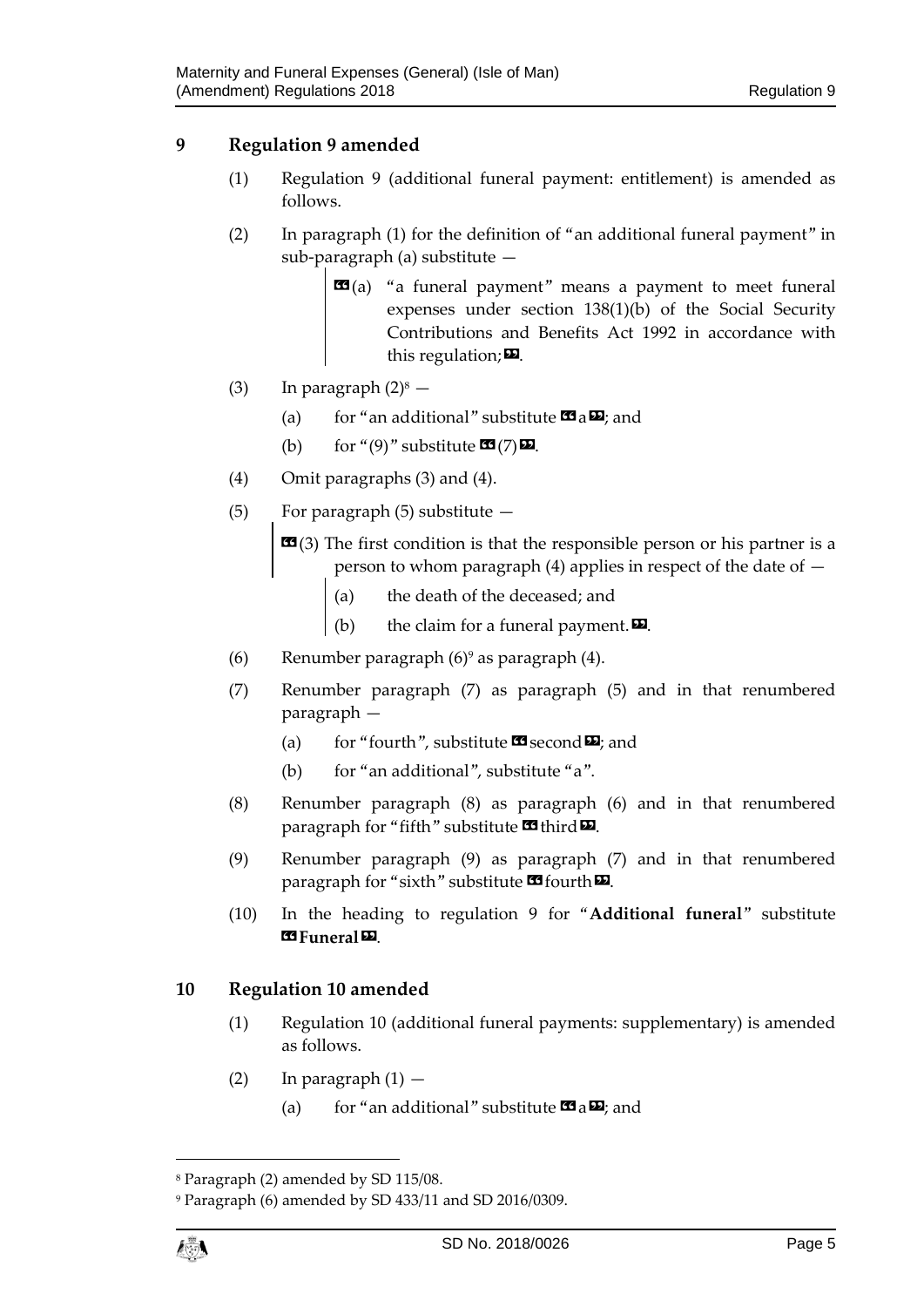## 9 Regulation 9 amended

(1) Regulation 9 (additional funeral payment: entitlement) is amended as follows.

(2) In paragraph (1) for the definition of "an additional funeral payment" in sub-paragraph (a) substitute —

> «(a) "a funeral payment" means a payment to meet funeral expenses under section 138(1)(b) of the Social Security Contributions and Benefits Act 1992 in accordance with this regulation;».

(3) In paragraph (2)[8] —

(a) for "an additional" substitute «a»; and

(b) for "(9)" substitute «(7)».

(4) Omit paragraphs (3) and (4).

(5) For paragraph (5) substitute —

> «(3) The first condition is that the responsible person or his partner is a person to whom paragraph (4) applies in respect of the date of —
>
> (a) the death of the deceased; and
>
> (b) the claim for a funeral payment.».

(6) Renumber paragraph (6)[9] as paragraph (4).

(7) Renumber paragraph (7) as paragraph (5) and in that renumbered paragraph —

(a) for "fourth", substitute «second»; and

(b) for "an additional", substitute "a".

(8) Renumber paragraph (8) as paragraph (6) and in that renumbered paragraph for "fifth" substitute «third».

(9) Renumber paragraph (9) as paragraph (7) and in that renumbered paragraph for "sixth" substitute «fourth».

(10) In the heading to regulation 9 for "**Additional funeral**" substitute «**Funeral**».

## 10 Regulation 10 amended

(1) Regulation 10 (additional funeral payments: supplementary) is amended as follows.

(2) In paragraph (1) —

(a) for "an additional" substitute «a»; and

---

[8] Paragraph (2) amended by SD 115/08.

[9] Paragraph (6) amended by SD 433/11 and SD 2016/0309.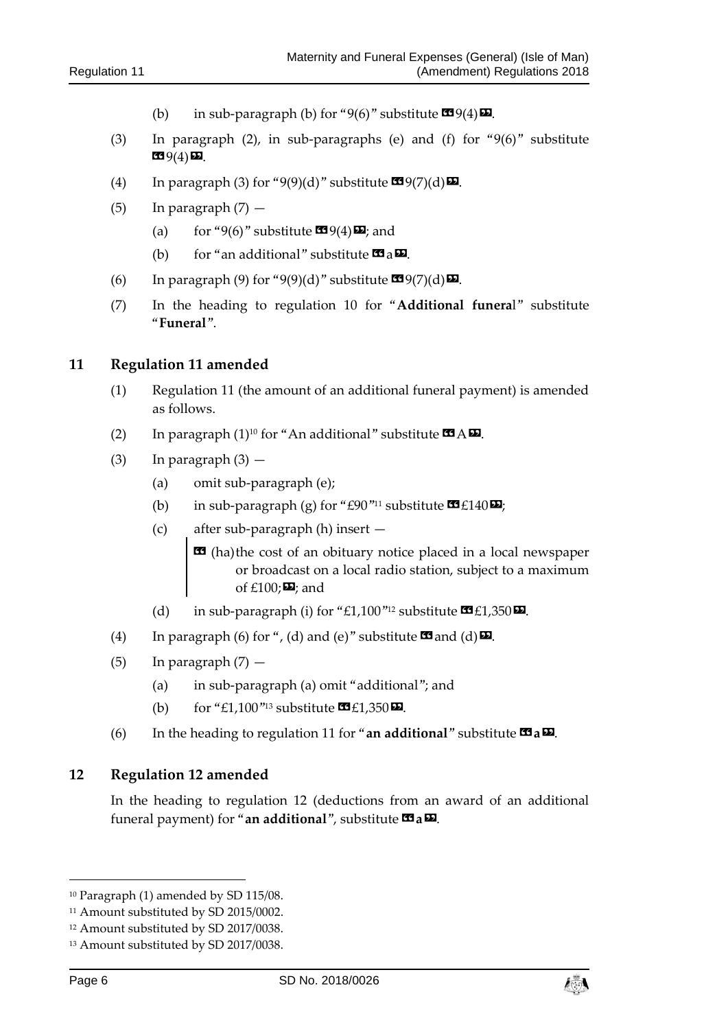(b) in sub-paragraph (b) for "9(6)" substitute « 9(4) ».

(3) In paragraph (2), in sub-paragraphs (e) and (f) for "9(6)" substitute « 9(4) ».

(4) In paragraph (3) for "9(9)(d)" substitute « 9(7)(d) ».

(5) In paragraph (7) —

(a) for "9(6)" substitute « 9(4) »; and

(b) for "an additional" substitute « a ».

(6) In paragraph (9) for "9(9)(d)" substitute « 9(7)(d) ».

(7) In the heading to regulation 10 for "**Additional funera**l" substitute "**Funeral**".

## 11 Regulation 11 amended

(1) Regulation 11 (the amount of an additional funeral payment) is amended as follows.

(2) In paragraph (1)[10] for "An additional" substitute « A ».

(3) In paragraph (3) —

(a) omit sub-paragraph (e);

(b) in sub-paragraph (g) for "£90"[11] substitute « £140 »;

(c) after sub-paragraph (h) insert —

> « (ha) the cost of an obituary notice placed in a local newspaper or broadcast on a local radio station, subject to a maximum of £100; »; and

(d) in sub-paragraph (i) for "£1,100"[12] substitute « £1,350 ».

(4) In paragraph (6) for ", (d) and (e)" substitute « and (d) ».

(5) In paragraph (7) —

(a) in sub-paragraph (a) omit "additional"; and

(b) for "£1,100"[13] substitute « £1,350 ».

(6) In the heading to regulation 11 for "**an additional**" substitute « **a** ».

## 12 Regulation 12 amended

In the heading to regulation 12 (deductions from an award of an additional funeral payment) for "**an additional**", substitute « **a** ».

---

[10] Paragraph (1) amended by SD 115/08.

[11] Amount substituted by SD 2015/0002.

[12] Amount substituted by SD 2017/0038.

[13] Amount substituted by SD 2017/0038.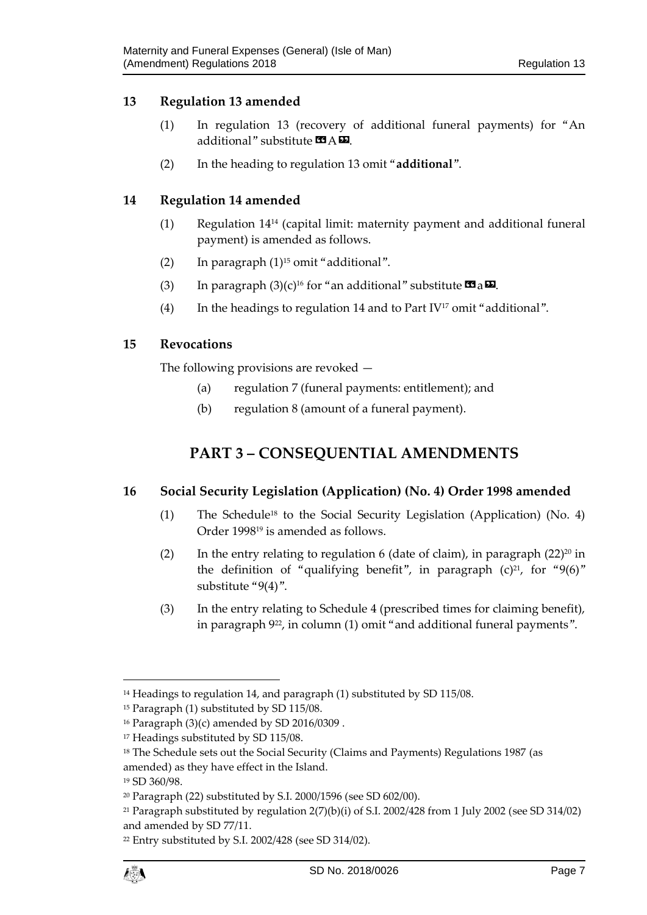## 13 Regulation 13 amended

(1) In regulation 13 (recovery of additional funeral payments) for "An additional" substitute «A».

(2) In the heading to regulation 13 omit "**additional**".

## 14 Regulation 14 amended

(1) Regulation 14[14] (capital limit: maternity payment and additional funeral payment) is amended as follows.

(2) In paragraph (1)[15] omit "additional".

(3) In paragraph (3)(c)[16] for "an additional" substitute «a».

(4) In the headings to regulation 14 and to Part IV[17] omit "additional".

## 15 Revocations

The following provisions are revoked —

(a) regulation 7 (funeral payments: entitlement); and

(b) regulation 8 (amount of a funeral payment).

# PART 3 – CONSEQUENTIAL AMENDMENTS

## 16 Social Security Legislation (Application) (No. 4) Order 1998 amended

(1) The Schedule[18] to the Social Security Legislation (Application) (No. 4) Order 1998[19] is amended as follows.

(2) In the entry relating to regulation 6 (date of claim), in paragraph (22)[20] in the definition of "qualifying benefit", in paragraph (c)[21], for "9(6)" substitute "9(4)".

(3) In the entry relating to Schedule 4 (prescribed times for claiming benefit), in paragraph 9[22], in column (1) omit "and additional funeral payments".

---

[14] Headings to regulation 14, and paragraph (1) substituted by SD 115/08.

[15] Paragraph (1) substituted by SD 115/08.

[16] Paragraph (3)(c) amended by SD 2016/0309 .

[17] Headings substituted by SD 115/08.

[18] The Schedule sets out the Social Security (Claims and Payments) Regulations 1987 (as amended) as they have effect in the Island.

[19] SD 360/98.

[20] Paragraph (22) substituted by S.I. 2000/1596 (see SD 602/00).

[21] Paragraph substituted by regulation 2(7)(b)(i) of S.I. 2002/428 from 1 July 2002 (see SD 314/02) and amended by SD 77/11.

[22] Entry substituted by S.I. 2002/428 (see SD 314/02).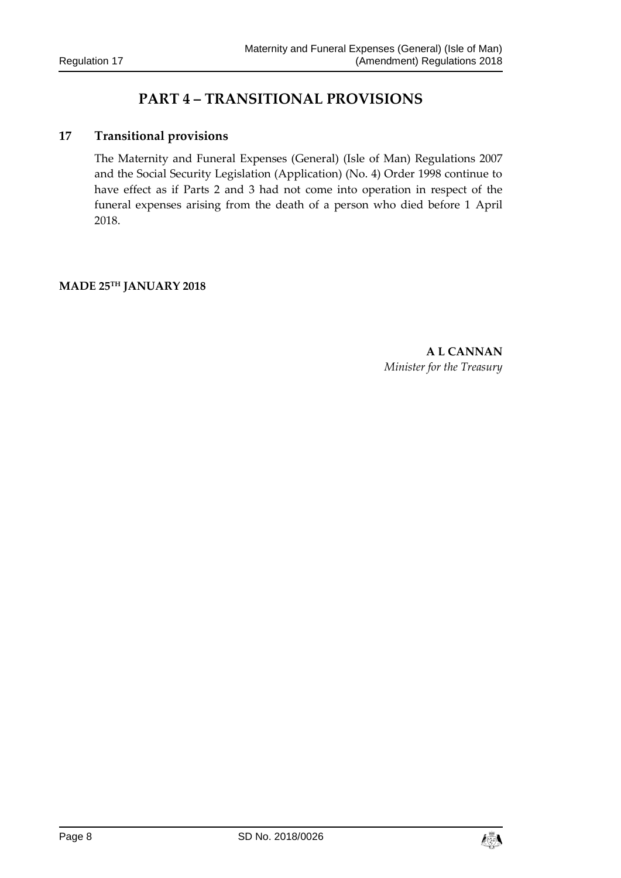# PART 4 – TRANSITIONAL PROVISIONS

## 17 Transitional provisions

The Maternity and Funeral Expenses (General) (Isle of Man) Regulations 2007 and the Social Security Legislation (Application) (No. 4) Order 1998 continue to have effect as if Parts 2 and 3 had not come into operation in respect of the funeral expenses arising from the death of a person who died before 1 April 2018.

**MADE 25TH JANUARY 2018**

**A L CANNAN**
*Minister for the Treasury*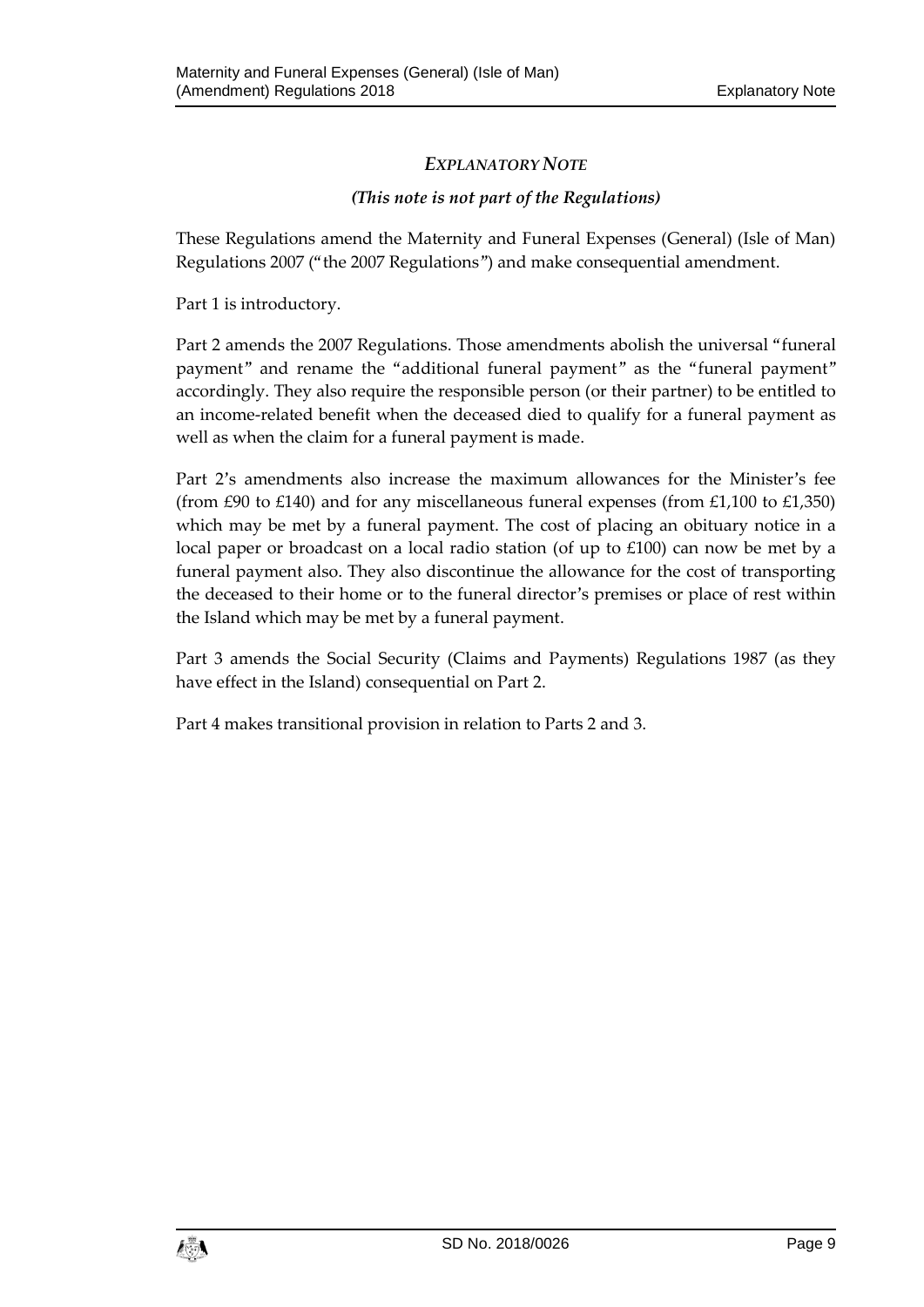## *EXPLANATORY NOTE*

### *(This note is not part of the Regulations)*

These Regulations amend the Maternity and Funeral Expenses (General) (Isle of Man) Regulations 2007 ("the 2007 Regulations") and make consequential amendment.

Part 1 is introductory.

Part 2 amends the 2007 Regulations. Those amendments abolish the universal "funeral payment" and rename the "additional funeral payment" as the "funeral payment" accordingly. They also require the responsible person (or their partner) to be entitled to an income-related benefit when the deceased died to qualify for a funeral payment as well as when the claim for a funeral payment is made.

Part 2's amendments also increase the maximum allowances for the Minister's fee (from £90 to £140) and for any miscellaneous funeral expenses (from £1,100 to £1,350) which may be met by a funeral payment. The cost of placing an obituary notice in a local paper or broadcast on a local radio station (of up to £100) can now be met by a funeral payment also. They also discontinue the allowance for the cost of transporting the deceased to their home or to the funeral director's premises or place of rest within the Island which may be met by a funeral payment.

Part 3 amends the Social Security (Claims and Payments) Regulations 1987 (as they have effect in the Island) consequential on Part 2.

Part 4 makes transitional provision in relation to Parts 2 and 3.